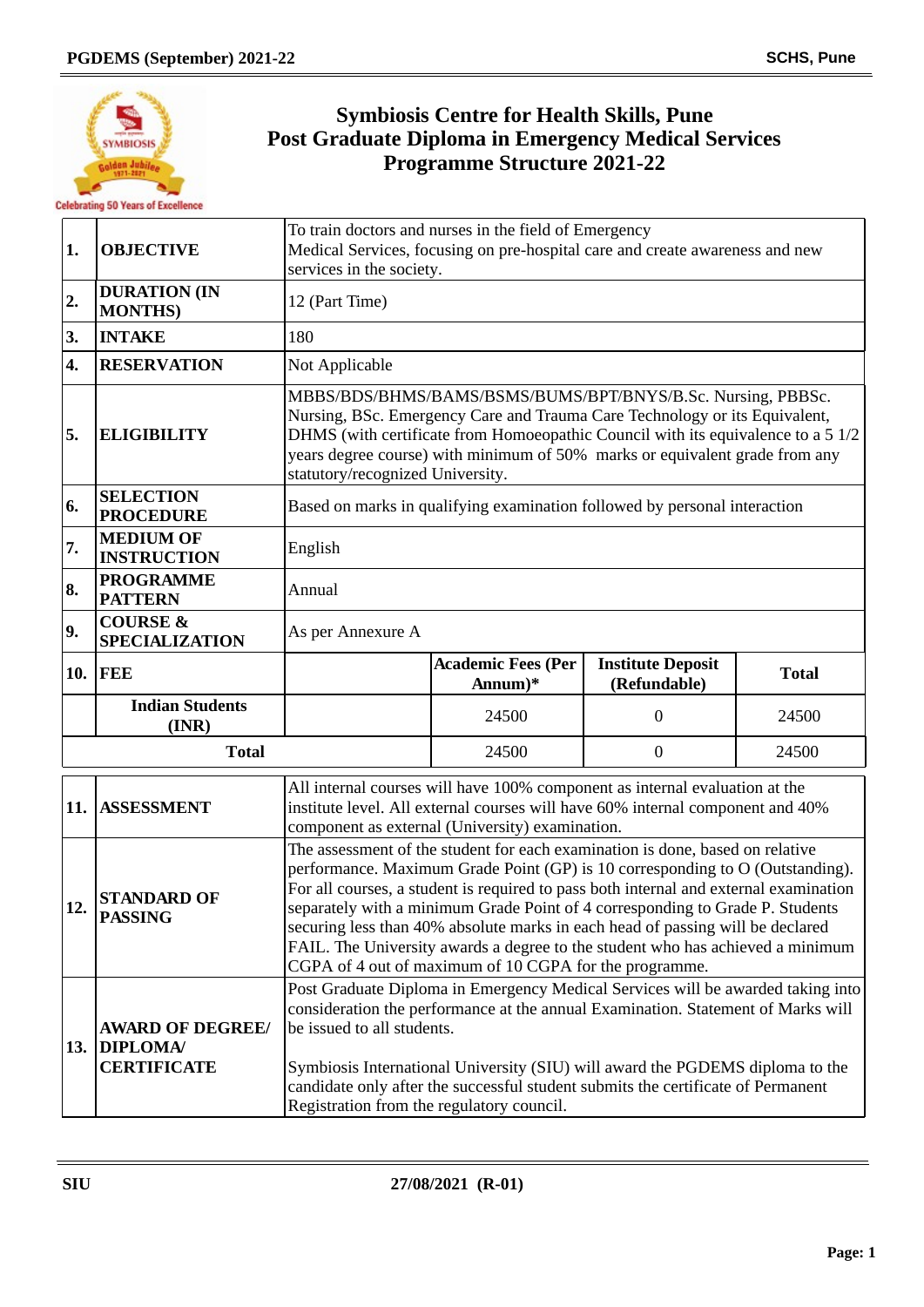# Symbiosis Centre for Health Skills, Pune
## Post Graduate Diploma in Emergency Medical Services
## Programme Structure 2021-22

| | | | | | |
|---|---|---|---|---|---|
| **1.** | **OBJECTIVE** | To train doctors and nurses in the field of Emergency Medical Services, focusing on pre-hospital care and create awareness and new services in the society. | | | |
| **2.** | **DURATION (IN MONTHS)** | 12 (Part Time) | | | |
| **3.** | **INTAKE** | 180 | | | |
| **4.** | **RESERVATION** | Not Applicable | | | |
| **5.** | **ELIGIBILITY** | MBBS/BDS/BHMS/BAMS/BSMS/BUMS/BPT/BNYS/B.Sc. Nursing, PBBSc. Nursing, BSc. Emergency Care and Trauma Care Technology or its Equivalent, DHMS (with certificate from Homoeopathic Council with its equivalence to a 5 1/2 years degree course) with minimum of 50% marks or equivalent grade from any statutory/recognized University. | | | |
| **6.** | **SELECTION PROCEDURE** | Based on marks in qualifying examination followed by personal interaction | | | |
| **7.** | **MEDIUM OF INSTRUCTION** | English | | | |
| **8.** | **PROGRAMME PATTERN** | Annual | | | |
| **9.** | **COURSE & SPECIALIZATION** | As per Annexure A | | | |
| **10.** | **FEE** | | **Academic Fees (Per Annum)*** | **Institute Deposit (Refundable)** | **Total** |
| | **Indian Students (INR)** | | 24500 | 0 | 24500 |
| | **Total** | | 24500 | 0 | 24500 |

| | | |
|---|---|---|
| **11.** | **ASSESSMENT** | All internal courses will have 100% component as internal evaluation at the institute level. All external courses will have 60% internal component and 40% component as external (University) examination. |
| **12.** | **STANDARD OF PASSING** | The assessment of the student for each examination is done, based on relative performance. Maximum Grade Point (GP) is 10 corresponding to O (Outstanding). For all courses, a student is required to pass both internal and external examination separately with a minimum Grade Point of 4 corresponding to Grade P. Students securing less than 40% absolute marks in each head of passing will be declared FAIL. The University awards a degree to the student who has achieved a minimum CGPA of 4 out of maximum of 10 CGPA for the programme. |
| **13.** | **AWARD OF DEGREE/ DIPLOMA/ CERTIFICATE** | Post Graduate Diploma in Emergency Medical Services will be awarded taking into consideration the performance at the annual Examination. Statement of Marks will be issued to all students.<br><br>Symbiosis International University (SIU) will award the PGDEMS diploma to the candidate only after the successful student submits the certificate of Permanent Registration from the regulatory council. |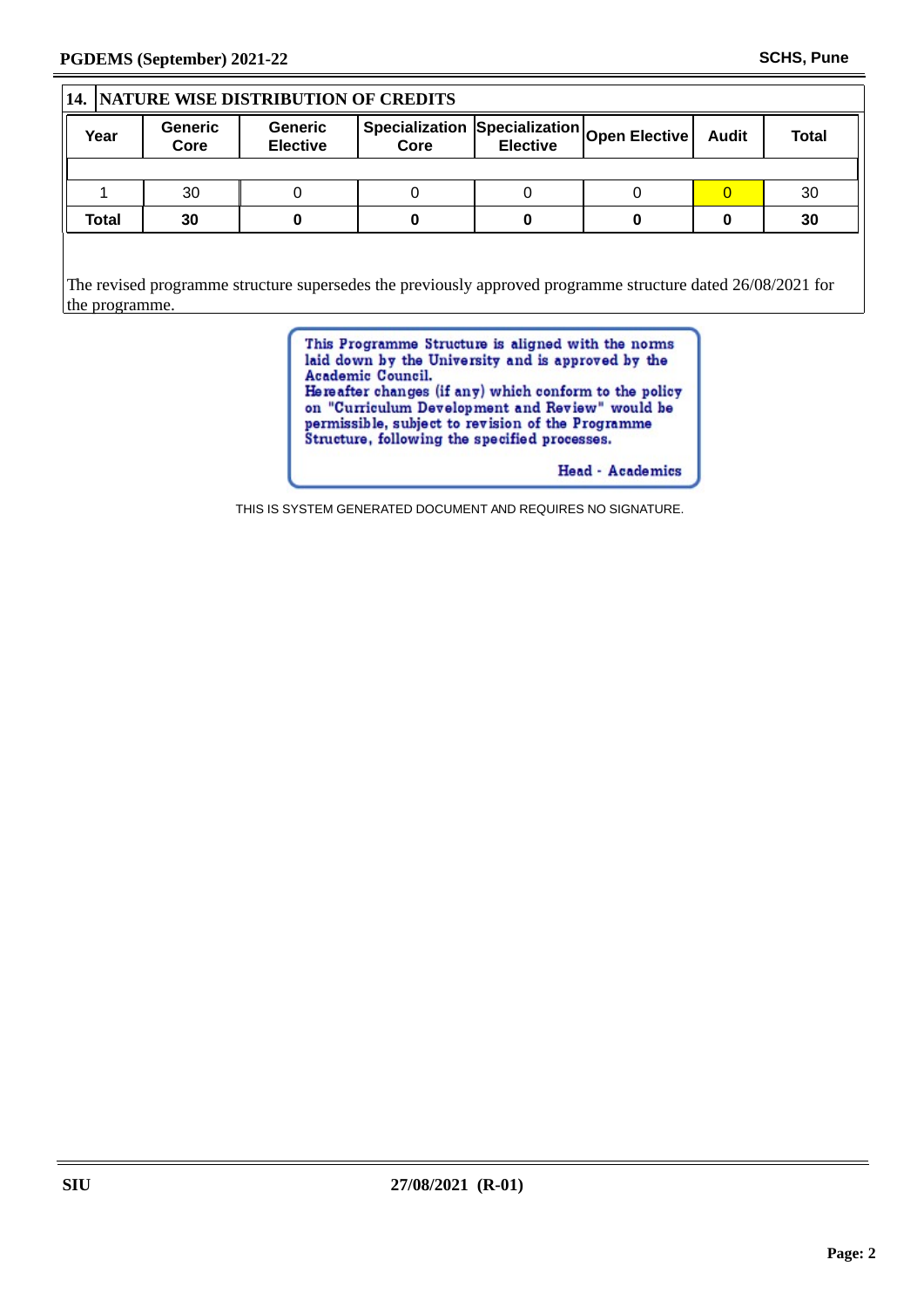## 14. NATURE WISE DISTRIBUTION OF CREDITS

| Year | Generic Core | Generic Elective | Specialization Core | Specialization Elective | Open Elective | Audit | Total |
|---|---|---|---|---|---|---|---|
| 1 | 30 | 0 | 0 | 0 | 0 | 0 | 30 |
| **Total** | **30** | **0** | **0** | **0** | **0** | **0** | **30** |

The revised programme structure supersedes the previously approved programme structure dated 26/08/2021 for the programme.

This Programme Structure is aligned with the norms laid down by the University and is approved by the Academic Council.
Hereafter changes (if any) which conform to the policy on "Curriculum Development and Review" would be permissible, subject to revision of the Programme Structure, following the specified processes.

Head - Academics

THIS IS SYSTEM GENERATED DOCUMENT AND REQUIRES NO SIGNATURE.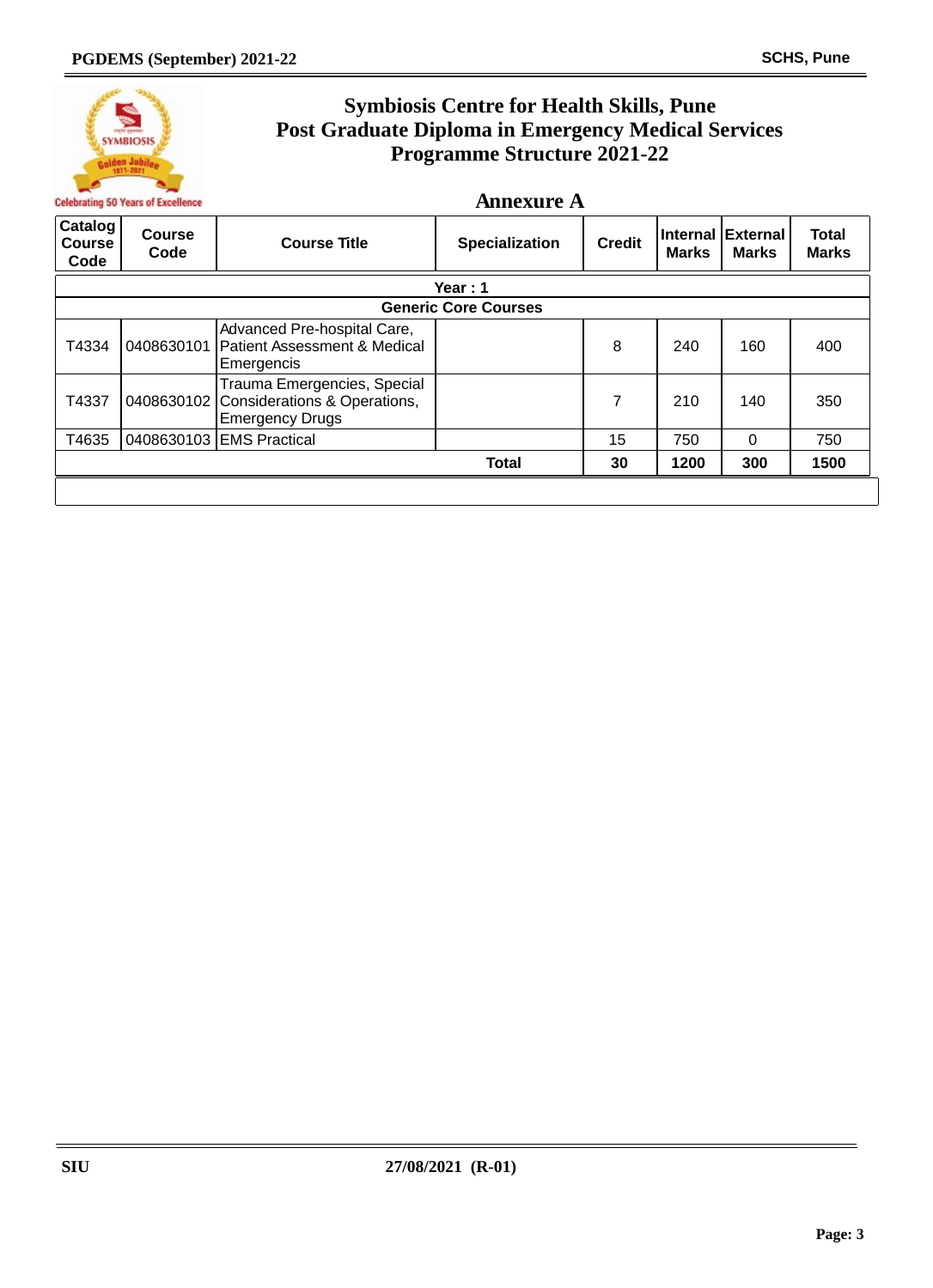# Symbiosis Centre for Health Skills, Pune
# Post Graduate Diploma in Emergency Medical Services
# Programme Structure 2021-22

## Annexure A

| Catalog Course Code | Course Code | Course Title | Specialization | Credit | Internal Marks | External Marks | Total Marks |
|---|---|---|---|---|---|---|---|
| **Year : 1** | | | | | | | |
| **Generic Core Courses** | | | | | | | |
| T4334 | 0408630101 | Advanced Pre-hospital Care, Patient Assessment & Medical Emergencis | | 8 | 240 | 160 | 400 |
| T4337 | 0408630102 | Trauma Emergencies, Special Considerations & Operations, Emergency Drugs | | 7 | 210 | 140 | 350 |
| T4635 | 0408630103 | EMS Practical | | 15 | 750 | 0 | 750 |
| | | | **Total** | **30** | **1200** | **300** | **1500** |

SIU

27/08/2021 (R-01)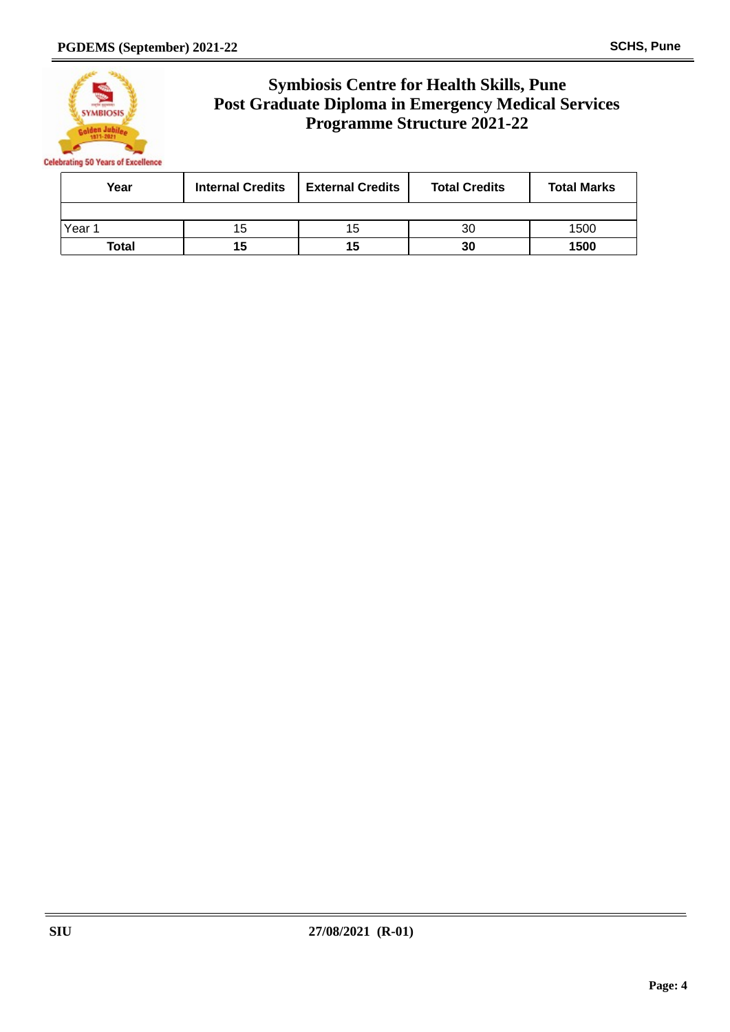# Symbiosis Centre for Health Skills, Pune
## Post Graduate Diploma in Emergency Medical Services
## Programme Structure 2021-22

| Year | Internal Credits | External Credits | Total Credits | Total Marks |
|---|---|---|---|---|
| | | | | |
| Year 1 | 15 | 15 | 30 | 1500 |
| **Total** | **15** | **15** | **30** | **1500** |